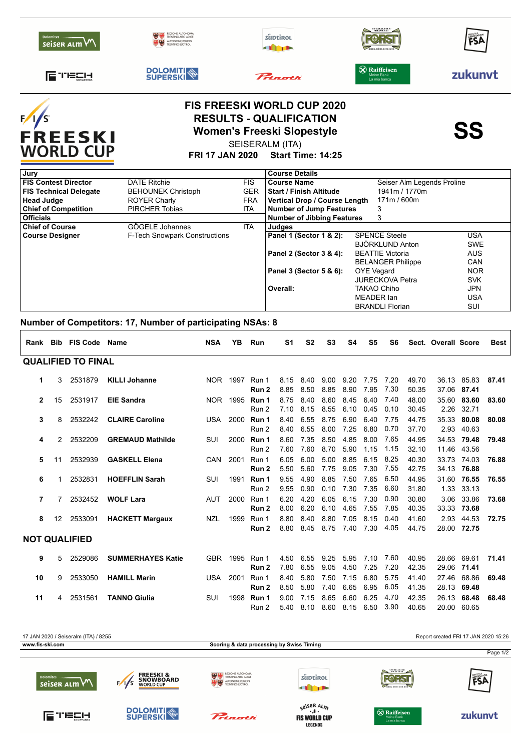# FIS FREESKI WORLD CUP 2020

## RESULTS - QUALIFICATION

## Women's Freeski Slopestyle

SEISERALM (ITA)

**FRI 17 JAN 2020 Start Time: 14:25**

**SS**

| Jury | | |
|---|---|---|
| **FIS Contest Director** | DATE Ritchie | FIS |
| **FIS Technical Delegate** | BEHOUNEK Christoph | GER |
| **Head Judge** | ROYER Charly | FRA |
| **Chief of Competition** | PIRCHER Tobias | ITA |
| **Officials** | | |
| **Chief of Course** | GÖGELE Johannes | ITA |
| **Course Designer** | F-Tech Snowpark Constructions | |

| Course Details | |
|---|---|
| **Course Name** | Seiser Alm Legends Proline |
| **Start / Finish Altitude** | 1941m / 1770m |
| **Vertical Drop / Course Length** | 171m / 600m |
| **Number of Jump Features** | 3 |
| **Number of Jibbing Features** | 3 |

| Judges | | |
|---|---|---|
| **Panel 1 (Sector 1 & 2):** | SPENCE Steele | USA |
| | BJÖRKLUND Anton | SWE |
| **Panel 2 (Sector 3 & 4):** | BEATTIE Victoria | AUS |
| | BELANGER Philippe | CAN |
| **Panel 3 (Sector 5 & 6):** | OYE Vegard | NOR |
| | JURECKOVA Petra | SVK |
| **Overall:** | TAKAO Chiho | JPN |
| | MEADER Ian | USA |
| | BRANDLI Florian | SUI |

**Number of Competitors: 17, Number of participating NSAs: 8**

| Rank | Bib | FIS Code | Name | NSA | YB | Run | S1 | S2 | S3 | S4 | S5 | S6 | Sect. | Overall | Score | Best |
|---|---|---|---|---|---|---|---|---|---|---|---|---|---|---|---|---|
| **QUALIFIED TO FINAL** | | | | | | | | | | | | | | | | |
| 1 | 3 | 2531879 | **KILLI Johanne** | NOR | 1997 | Run 1 | 8.15 | 8.40 | 9.00 | 9.20 | 7.75 | 7.20 | 49.70 | 36.13 | 85.83 | **87.41** |
| | | | | | | **Run 2** | 8.85 | 8.50 | 8.85 | 8.90 | 7.95 | 7.30 | 50.35 | 37.06 | **87.41** | |
| 2 | 15 | 2531917 | **EIE Sandra** | NOR | 1995 | **Run 1** | 8.75 | 8.40 | 8.60 | 8.45 | 6.40 | 7.40 | 48.00 | 35.60 | **83.60** | **83.60** |
| | | | | | | Run 2 | 7.10 | 8.15 | 8.55 | 6.10 | 0.45 | 0.10 | 30.45 | 2.26 | 32.71 | |
| 3 | 8 | 2532242 | **CLAIRE Caroline** | USA | 2000 | **Run 1** | 8.40 | 6.55 | 8.75 | 6.90 | 6.40 | 7.75 | 44.75 | 35.33 | **80.08** | **80.08** |
| | | | | | | Run 2 | 8.40 | 6.55 | 8.00 | 7.25 | 6.80 | 0.70 | 37.70 | 2.93 | 40.63 | |
| 4 | 2 | 2532209 | **GREMAUD Mathilde** | SUI | 2000 | **Run 1** | 8.60 | 7.35 | 8.50 | 4.85 | 8.00 | 7.65 | 44.95 | 34.53 | **79.48** | **79.48** |
| | | | | | | Run 2 | 7.60 | 7.60 | 8.70 | 5.90 | 1.15 | 1.15 | 32.10 | 11.46 | 43.56 | |
| 5 | 11 | 2532939 | **GASKELL Elena** | CAN | 2001 | Run 1 | 6.05 | 6.00 | 5.00 | 8.85 | 6.15 | 8.25 | 40.30 | 33.73 | 74.03 | **76.88** |
| | | | | | | **Run 2** | 5.50 | 5.60 | 7.75 | 9.05 | 7.30 | 7.55 | 42.75 | 34.13 | **76.88** | |
| 6 | 1 | 2532831 | **HOEFFLIN Sarah** | SUI | 1991 | **Run 1** | 9.55 | 4.90 | 8.85 | 7.50 | 7.65 | 6.50 | 44.95 | 31.60 | **76.55** | **76.55** |
| | | | | | | Run 2 | 9.55 | 0.90 | 0.10 | 7.30 | 7.35 | 6.60 | 31.80 | 1.33 | 33.13 | |
| 7 | 7 | 2532452 | **WOLF Lara** | AUT | 2000 | Run 1 | 6.20 | 4.20 | 6.05 | 6.15 | 7.30 | 0.90 | 30.80 | 3.06 | 33.86 | **73.68** |
| | | | | | | **Run 2** | 8.00 | 6.20 | 6.10 | 4.65 | 7.55 | 7.85 | 40.35 | 33.33 | **73.68** | |
| 8 | 12 | 2533091 | **HACKETT Margaux** | NZL | 1999 | Run 1 | 8.80 | 8.40 | 8.80 | 7.05 | 8.15 | 0.40 | 41.60 | 2.93 | 44.53 | **72.75** |
| | | | | | | **Run 2** | 8.80 | 8.45 | 8.75 | 7.40 | 7.30 | 4.05 | 44.75 | 28.00 | **72.75** | |
| **NOT QUALIFIED** | | | | | | | | | | | | | | | | |
| 9 | 5 | 2529086 | **SUMMERHAYES Katie** | GBR | 1995 | Run 1 | 4.50 | 6.55 | 9.25 | 5.95 | 7.10 | 7.60 | 40.95 | 28.66 | 69.61 | **71.41** |
| | | | | | | **Run 2** | 7.80 | 6.55 | 9.05 | 4.50 | 7.25 | 7.20 | 42.35 | 29.06 | **71.41** | |
| 10 | 9 | 2533050 | **HAMILL Marin** | USA | 2001 | Run 1 | 8.40 | 5.80 | 7.50 | 7.15 | 6.80 | 5.75 | 41.40 | 27.46 | 68.86 | **69.48** |
| | | | | | | **Run 2** | 8.50 | 5.80 | 7.40 | 6.65 | 6.95 | 6.05 | 41.35 | 28.13 | **69.48** | |
| 11 | 4 | 2531561 | **TANNO Giulia** | SUI | 1998 | **Run 1** | 9.00 | 7.15 | 8.65 | 6.60 | 6.25 | 4.70 | 42.35 | 26.13 | **68.48** | **68.48** |
| | | | | | | Run 2 | 5.40 | 8.10 | 8.60 | 8.15 | 6.50 | 3.90 | 40.65 | 20.00 | 60.65 | |

17 JAN 2020 / Seiseralm (ITA) / 8255 — Report created FRI 17 JAN 2020 15:26

www.fis-ski.com — Scoring & data processing by Swiss Timing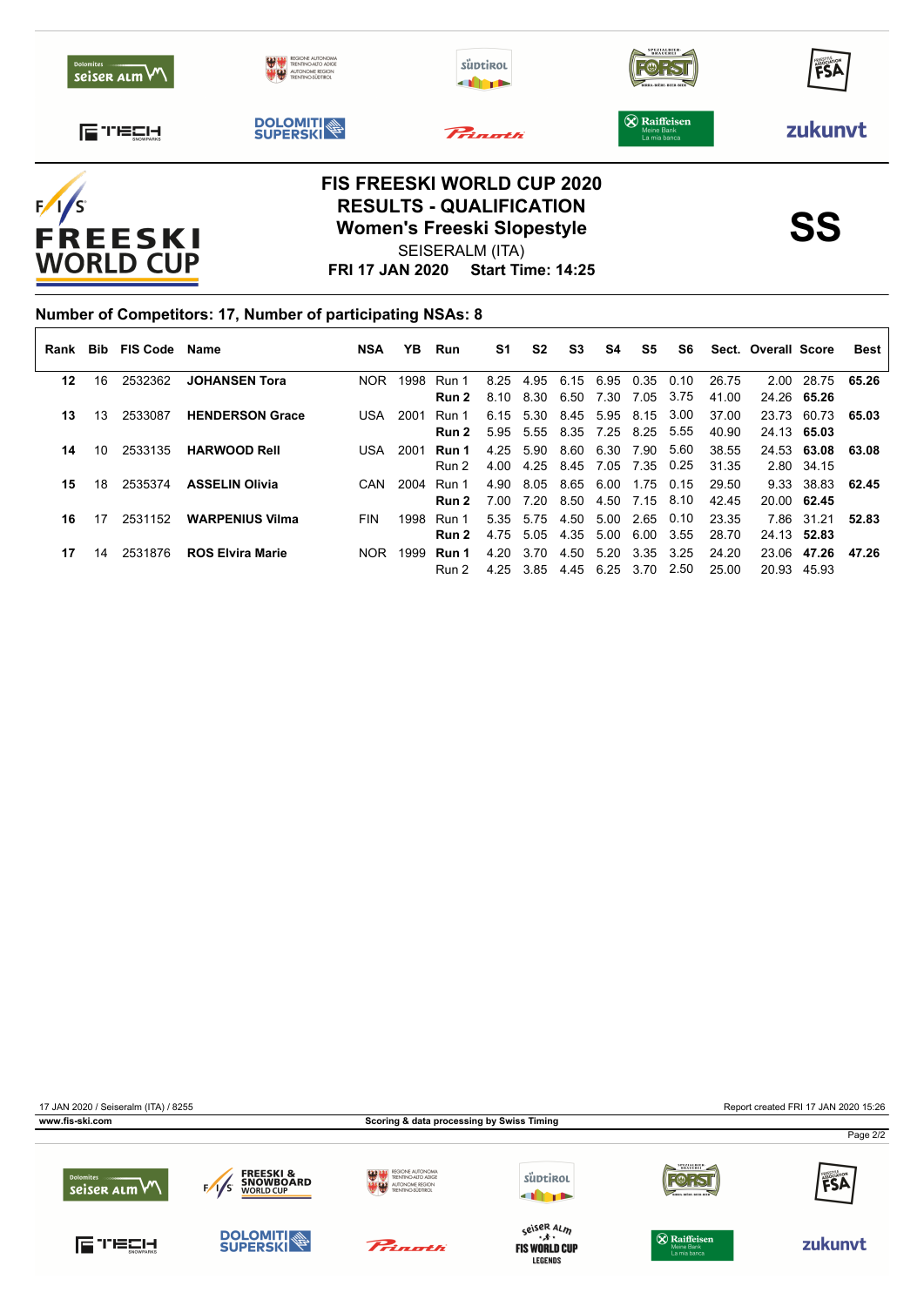# FIS FREESKI WORLD CUP 2020
## RESULTS - QUALIFICATION
## Women's Freeski Slopestyle

SEISERALM (ITA)

**FRI 17 JAN 2020 Start Time: 14:25**

**SS**

**Number of Competitors: 17, Number of participating NSAs: 8**

| Rank | Bib | FIS Code | Name | NSA | YB | Run | S1 | S2 | S3 | S4 | S5 | S6 | Sect. | Overall | Score | Best |
|---|---|---|---|---|---|---|---|---|---|---|---|---|---|---|---|---|
| **12** | 16 | 2532362 | **JOHANSEN Tora** | NOR | 1998 | Run 1 | 8.25 | 4.95 | 6.15 | 6.95 | 0.35 | 0.10 | 26.75 | 2.00 | 28.75 | **65.26** |
| | | | | | | **Run 2** | 8.10 | 8.30 | 6.50 | 7.30 | 7.05 | 3.75 | 41.00 | 24.26 | **65.26** | |
| **13** | 13 | 2533087 | **HENDERSON Grace** | USA | 2001 | Run 1 | 6.15 | 5.30 | 8.45 | 5.95 | 8.15 | 3.00 | 37.00 | 23.73 | 60.73 | **65.03** |
| | | | | | | **Run 2** | 5.95 | 5.55 | 8.35 | 7.25 | 8.25 | 5.55 | 40.90 | 24.13 | **65.03** | |
| **14** | 10 | 2533135 | **HARWOOD Rell** | USA | 2001 | **Run 1** | 4.25 | 5.90 | 8.60 | 6.30 | 7.90 | 5.60 | 38.55 | 24.53 | **63.08** | **63.08** |
| | | | | | | Run 2 | 4.00 | 4.25 | 8.45 | 7.05 | 7.35 | 0.25 | 31.35 | 2.80 | 34.15 | |
| **15** | 18 | 2535374 | **ASSELIN Olivia** | CAN | 2004 | Run 1 | 4.90 | 8.05 | 8.65 | 6.00 | 1.75 | 0.15 | 29.50 | 9.33 | 38.83 | **62.45** |
| | | | | | | **Run 2** | 7.00 | 7.20 | 8.50 | 4.50 | 7.15 | 8.10 | 42.45 | 20.00 | **62.45** | |
| **16** | 17 | 2531152 | **WARPENIUS Vilma** | FIN | 1998 | Run 1 | 5.35 | 5.75 | 4.50 | 5.00 | 2.65 | 0.10 | 23.35 | 7.86 | 31.21 | **52.83** |
| | | | | | | **Run 2** | 4.75 | 5.05 | 4.35 | 5.00 | 6.00 | 3.55 | 28.70 | 24.13 | **52.83** | |
| **17** | 14 | 2531876 | **ROS Elvira Marie** | NOR | 1999 | **Run 1** | 4.20 | 3.70 | 4.50 | 5.20 | 3.35 | 3.25 | 24.20 | 23.06 | **47.26** | **47.26** |
| | | | | | | Run 2 | 4.25 | 3.85 | 4.45 | 6.25 | 3.70 | 2.50 | 25.00 | 20.93 | 45.93 | |

17 JAN 2020 / Seiseralm (ITA) / 8255 — Report created FRI 17 JAN 2020 15:26

www.fis-ski.com — Scoring & data processing by Swiss Timing